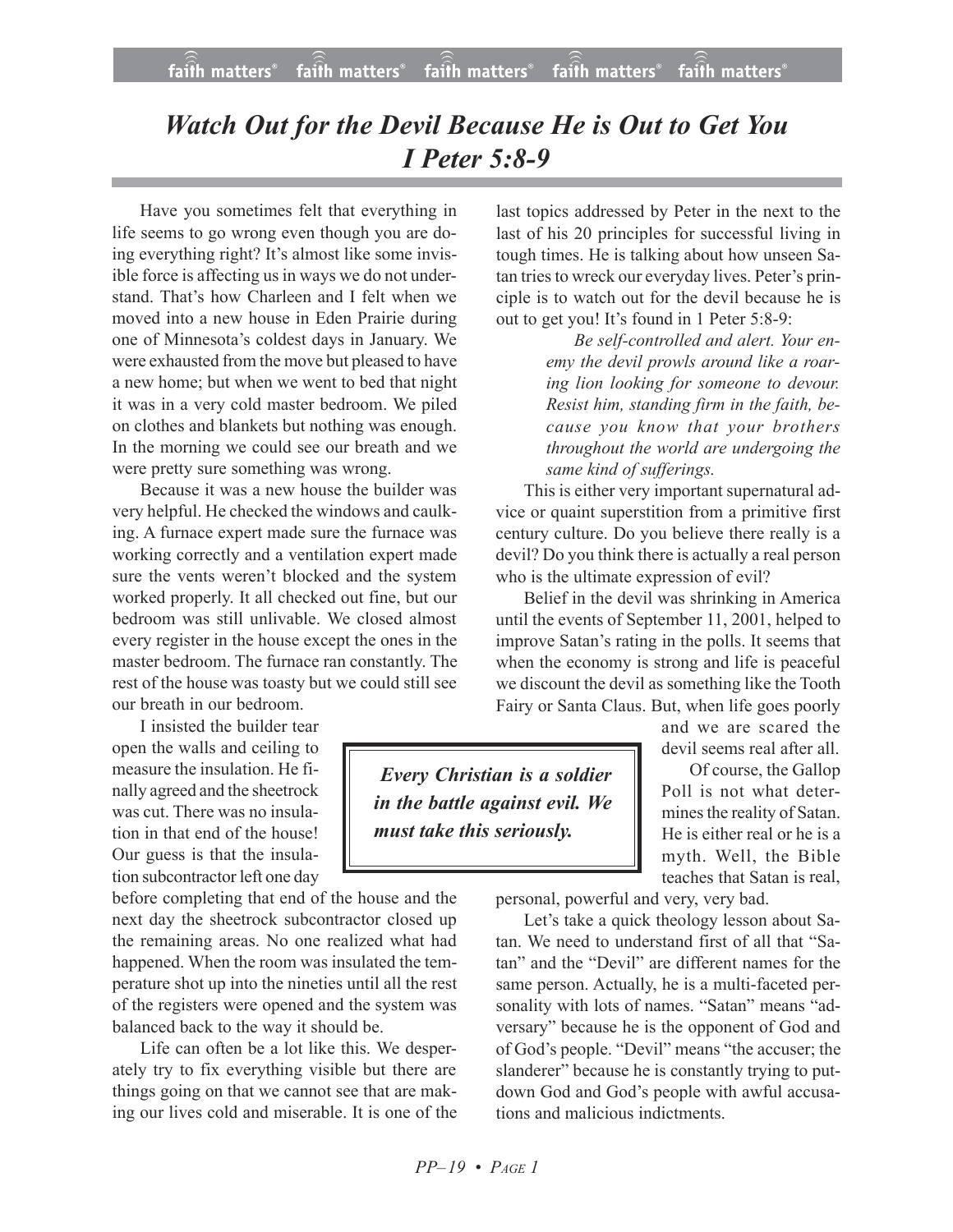# *Watch Out for the Devil Because He is Out to Get You*
# *I Peter 5:8-9*

Have you sometimes felt that everything in life seems to go wrong even though you are doing everything right? It's almost like some invisible force is affecting us in ways we do not understand. That's how Charleen and I felt when we moved into a new house in Eden Prairie during one of Minnesota's coldest days in January. We were exhausted from the move but pleased to have a new home; but when we went to bed that night it was in a very cold master bedroom. We piled on clothes and blankets but nothing was enough. In the morning we could see our breath and we were pretty sure something was wrong.

Because it was a new house the builder was very helpful. He checked the windows and caulking. A furnace expert made sure the furnace was working correctly and a ventilation expert made sure the vents weren't blocked and the system worked properly. It all checked out fine, but our bedroom was still unlivable. We closed almost every register in the house except the ones in the master bedroom. The furnace ran constantly. The rest of the house was toasty but we could still see our breath in our bedroom.

I insisted the builder tear open the walls and ceiling to measure the insulation. He finally agreed and the sheetrock was cut. There was no insulation in that end of the house! Our guess is that the insulation subcontractor left one day before completing that end of the house and the next day the sheetrock subcontractor closed up the remaining areas. No one realized what had happened. When the room was insulated the temperature shot up into the nineties until all the rest of the registers were opened and the system was balanced back to the way it should be.

Life can often be a lot like this. We desperately try to fix everything visible but there are things going on that we cannot see that are making our lives cold and miserable. It is one of the last topics addressed by Peter in the next to the last of his 20 principles for successful living in tough times. He is talking about how unseen Satan tries to wreck our everyday lives. Peter's principle is to watch out for the devil because he is out to get you! It's found in 1 Peter 5:8-9:

> *Be self-controlled and alert. Your enemy the devil prowls around like a roaring lion looking for someone to devour. Resist him, standing firm in the faith, because you know that your brothers throughout the world are undergoing the same kind of sufferings.*

This is either very important supernatural advice or quaint superstition from a primitive first century culture. Do you believe there really is a devil? Do you think there is actually a real person who is the ultimate expression of evil?

Belief in the devil was shrinking in America until the events of September 11, 2001, helped to improve Satan's rating in the polls. It seems that when the economy is strong and life is peaceful we discount the devil as something like the Tooth Fairy or Santa Claus. But, when life goes poorly and we are scared the devil seems real after all.

> ***Every Christian is a soldier in the battle against evil. We must take this seriously.***

Of course, the Gallop Poll is not what determines the reality of Satan. He is either real or he is a myth. Well, the Bible teaches that Satan is real, personal, powerful and very, very bad.

Let's take a quick theology lesson about Satan. We need to understand first of all that "Satan" and the "Devil" are different names for the same person. Actually, he is a multi-faceted personality with lots of names. "Satan" means "adversary" because he is the opponent of God and of God's people. "Devil" means "the accuser; the slanderer" because he is constantly trying to put-down God and God's people with awful accusations and malicious indictments.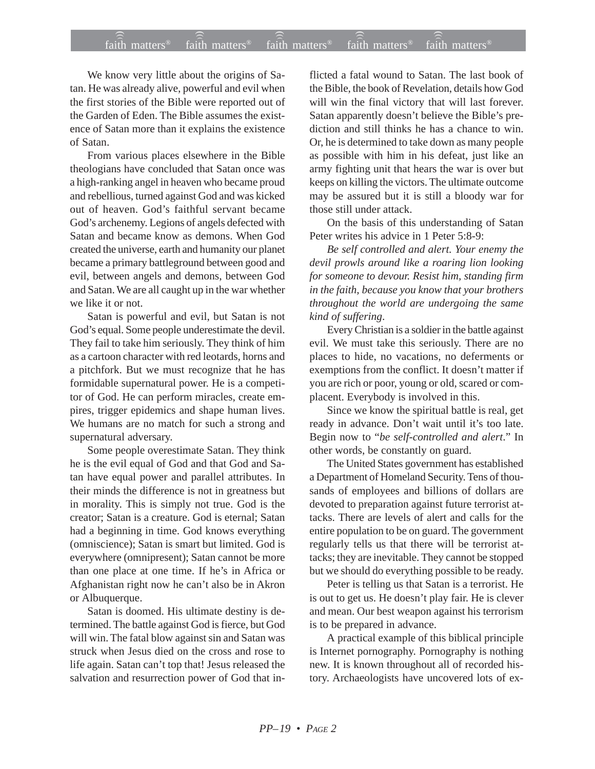We know very little about the origins of Satan. He was already alive, powerful and evil when the first stories of the Bible were reported out of the Garden of Eden. The Bible assumes the existence of Satan more than it explains the existence of Satan.

From various places elsewhere in the Bible theologians have concluded that Satan once was a high-ranking angel in heaven who became proud and rebellious, turned against God and was kicked out of heaven. God's faithful servant became God's archenemy. Legions of angels defected with Satan and became know as demons. When God created the universe, earth and humanity our planet became a primary battleground between good and evil, between angels and demons, between God and Satan. We are all caught up in the war whether we like it or not.

Satan is powerful and evil, but Satan is not God's equal. Some people underestimate the devil. They fail to take him seriously. They think of him as a cartoon character with red leotards, horns and a pitchfork. But we must recognize that he has formidable supernatural power. He is a competitor of God. He can perform miracles, create empires, trigger epidemics and shape human lives. We humans are no match for such a strong and supernatural adversary.

Some people overestimate Satan. They think he is the evil equal of God and that God and Satan have equal power and parallel attributes. In their minds the difference is not in greatness but in morality. This is simply not true. God is the creator; Satan is a creature. God is eternal; Satan had a beginning in time. God knows everything (omniscience); Satan is smart but limited. God is everywhere (omnipresent); Satan cannot be more than one place at one time. If he's in Africa or Afghanistan right now he can't also be in Akron or Albuquerque.

Satan is doomed. His ultimate destiny is determined. The battle against God is fierce, but God will win. The fatal blow against sin and Satan was struck when Jesus died on the cross and rose to life again. Satan can't top that! Jesus released the salvation and resurrection power of God that inflicted a fatal wound to Satan. The last book of the Bible, the book of Revelation, details how God will win the final victory that will last forever. Satan apparently doesn't believe the Bible's prediction and still thinks he has a chance to win. Or, he is determined to take down as many people as possible with him in his defeat, just like an army fighting unit that hears the war is over but keeps on killing the victors. The ultimate outcome may be assured but it is still a bloody war for those still under attack.

On the basis of this understanding of Satan Peter writes his advice in 1 Peter 5:8-9:

*Be self controlled and alert. Your enemy the devil prowls around like a roaring lion looking for someone to devour. Resist him, standing firm in the faith, because you know that your brothers throughout the world are undergoing the same kind of suffering.*

Every Christian is a soldier in the battle against evil. We must take this seriously. There are no places to hide, no vacations, no deferments or exemptions from the conflict. It doesn't matter if you are rich or poor, young or old, scared or complacent. Everybody is involved in this.

Since we know the spiritual battle is real, get ready in advance. Don't wait until it's too late. Begin now to "*be self-controlled and alert*." In other words, be constantly on guard.

The United States government has established a Department of Homeland Security. Tens of thousands of employees and billions of dollars are devoted to preparation against future terrorist attacks. There are levels of alert and calls for the entire population to be on guard. The government regularly tells us that there will be terrorist attacks; they are inevitable. They cannot be stopped but we should do everything possible to be ready.

Peter is telling us that Satan is a terrorist. He is out to get us. He doesn't play fair. He is clever and mean. Our best weapon against his terrorism is to be prepared in advance.

A practical example of this biblical principle is Internet pornography. Pornography is nothing new. It is known throughout all of recorded history. Archaeologists have uncovered lots of ex-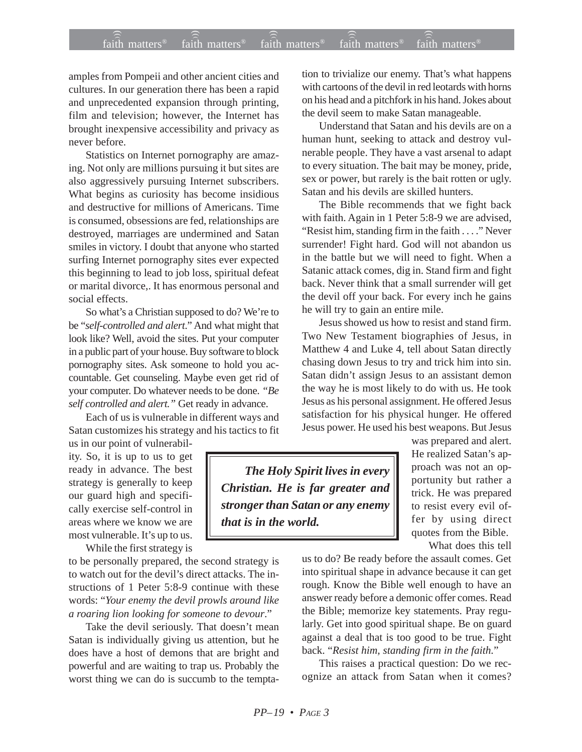amples from Pompeii and other ancient cities and cultures. In our generation there has been a rapid and unprecedented expansion through printing, film and television; however, the Internet has brought inexpensive accessibility and privacy as never before.

Statistics on Internet pornography are amazing. Not only are millions pursuing it but sites are also aggressively pursuing Internet subscribers. What begins as curiosity has become insidious and destructive for millions of Americans. Time is consumed, obsessions are fed, relationships are destroyed, marriages are undermined and Satan smiles in victory. I doubt that anyone who started surfing Internet pornography sites ever expected this beginning to lead to job loss, spiritual defeat or marital divorce,. It has enormous personal and social effects.

So what's a Christian supposed to do? We're to be "*self-controlled and alert*." And what might that look like? Well, avoid the sites. Put your computer in a public part of your house. Buy software to block pornography sites. Ask someone to hold you accountable. Get counseling. Maybe even get rid of your computer. Do whatever needs to be done. *"Be self controlled and alert."* Get ready in advance.

Each of us is vulnerable in different ways and Satan customizes his strategy and his tactics to fit us in our point of vulnerability. So, it is up to us to get ready in advance. The best strategy is generally to keep our guard high and specifically exercise self-control in areas where we know we are most vulnerable. It's up to us.

While the first strategy is to be personally prepared, the second strategy is to watch out for the devil's direct attacks. The instructions of 1 Peter 5:8-9 continue with these words: "*Your enemy the devil prowls around like a roaring lion looking for someone to devour*."

Take the devil seriously. That doesn't mean Satan is individually giving us attention, but he does have a host of demons that are bright and powerful and are waiting to trap us. Probably the worst thing we can do is succumb to the temptation to trivialize our enemy. That's what happens with cartoons of the devil in red leotards with horns on his head and a pitchfork in his hand. Jokes about the devil seem to make Satan manageable.

Understand that Satan and his devils are on a human hunt, seeking to attack and destroy vulnerable people. They have a vast arsenal to adapt to every situation. The bait may be money, pride, sex or power, but rarely is the bait rotten or ugly. Satan and his devils are skilled hunters.

The Bible recommends that we fight back with faith. Again in 1 Peter 5:8-9 we are advised, "Resist him, standing firm in the faith . . . ." Never surrender! Fight hard. God will not abandon us in the battle but we will need to fight. When a Satanic attack comes, dig in. Stand firm and fight back. Never think that a small surrender will get the devil off your back. For every inch he gains he will try to gain an entire mile.

Jesus showed us how to resist and stand firm. Two New Testament biographies of Jesus, in Matthew 4 and Luke 4, tell about Satan directly chasing down Jesus to try and trick him into sin. Satan didn't assign Jesus to an assistant demon the way he is most likely to do with us. He took Jesus as his personal assignment. He offered Jesus satisfaction for his physical hunger. He offered Jesus power. He used his best weapons. But Jesus was prepared and alert. He realized Satan's approach was not an opportunity but rather a trick. He was prepared to resist every evil offer by using direct quotes from the Bible.

> ***The Holy Spirit lives in every Christian. He is far greater and stronger than Satan or any enemy that is in the world.***

What does this tell us to do? Be ready before the assault comes. Get into spiritual shape in advance because it can get rough. Know the Bible well enough to have an answer ready before a demonic offer comes. Read the Bible; memorize key statements. Pray regularly. Get into good spiritual shape. Be on guard against a deal that is too good to be true. Fight back. "*Resist him, standing firm in the faith.*"

This raises a practical question: Do we recognize an attack from Satan when it comes?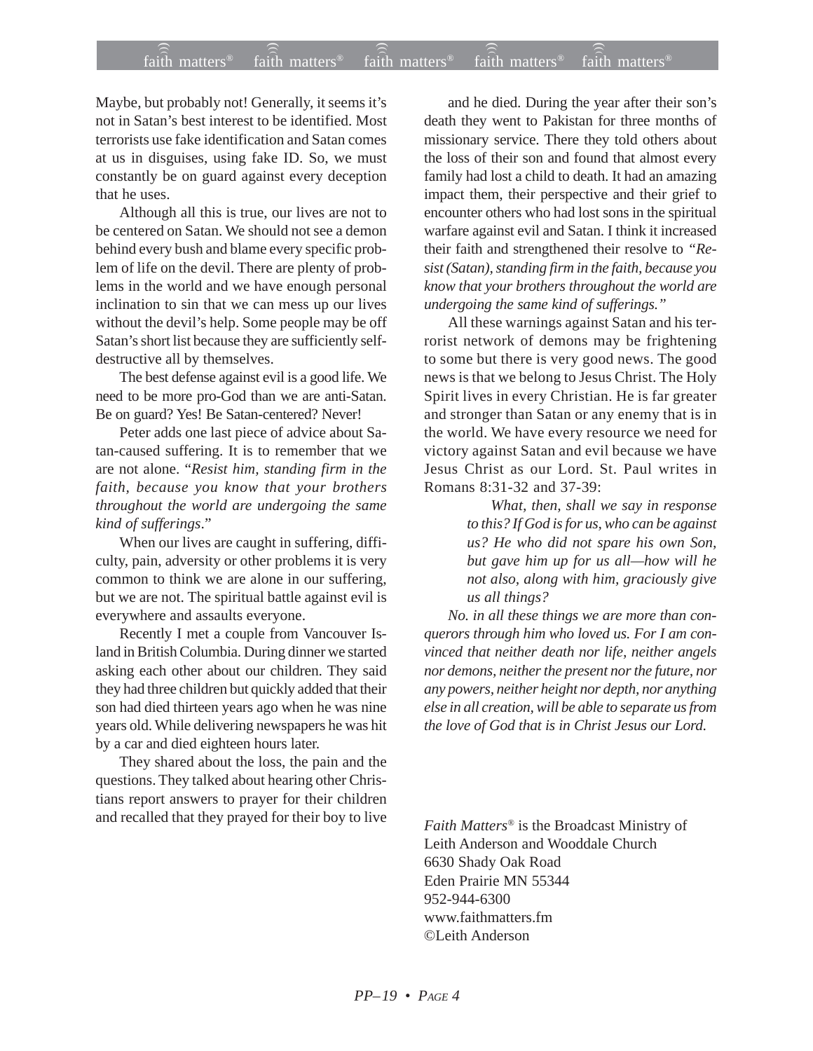Maybe, but probably not! Generally, it seems it's not in Satan's best interest to be identified. Most terrorists use fake identification and Satan comes at us in disguises, using fake ID. So, we must constantly be on guard against every deception that he uses.

Although all this is true, our lives are not to be centered on Satan. We should not see a demon behind every bush and blame every specific problem of life on the devil. There are plenty of problems in the world and we have enough personal inclination to sin that we can mess up our lives without the devil's help. Some people may be off Satan's short list because they are sufficiently self-destructive all by themselves.

The best defense against evil is a good life. We need to be more pro-God than we are anti-Satan. Be on guard? Yes! Be Satan-centered? Never!

Peter adds one last piece of advice about Satan-caused suffering. It is to remember that we are not alone. "*Resist him, standing firm in the faith, because you know that your brothers throughout the world are undergoing the same kind of sufferings*."

When our lives are caught in suffering, difficulty, pain, adversity or other problems it is very common to think we are alone in our suffering, but we are not. The spiritual battle against evil is everywhere and assaults everyone.

Recently I met a couple from Vancouver Island in British Columbia. During dinner we started asking each other about our children. They said they had three children but quickly added that their son had died thirteen years ago when he was nine years old. While delivering newspapers he was hit by a car and died eighteen hours later.

They shared about the loss, the pain and the questions. They talked about hearing other Christians report answers to prayer for their children and recalled that they prayed for their boy to live and he died. During the year after their son's death they went to Pakistan for three months of missionary service. There they told others about the loss of their son and found that almost every family had lost a child to death. It had an amazing impact them, their perspective and their grief to encounter others who had lost sons in the spiritual warfare against evil and Satan. I think it increased their faith and strengthened their resolve to *"Resist (Satan), standing firm in the faith, because you know that your brothers throughout the world are undergoing the same kind of sufferings."*

All these warnings against Satan and his terrorist network of demons may be frightening to some but there is very good news. The good news is that we belong to Jesus Christ. The Holy Spirit lives in every Christian. He is far greater and stronger than Satan or any enemy that is in the world. We have every resource we need for victory against Satan and evil because we have Jesus Christ as our Lord. St. Paul writes in Romans 8:31-32 and 37-39:

> *What, then, shall we say in response to this? If God is for us, who can be against us? He who did not spare his own Son, but gave him up for us all—how will he not also, along with him, graciously give us all things?*
>
> *No. in all these things we are more than conquerors through him who loved us. For I am convinced that neither death nor life, neither angels nor demons, neither the present nor the future, nor any powers, neither height nor depth, nor anything else in all creation, will be able to separate us from the love of God that is in Christ Jesus our Lord.*

*Faith Matters*® is the Broadcast Ministry of
Leith Anderson and Wooddale Church
6630 Shady Oak Road
Eden Prairie MN 55344
952-944-6300
www.faithmatters.fm
©Leith Anderson